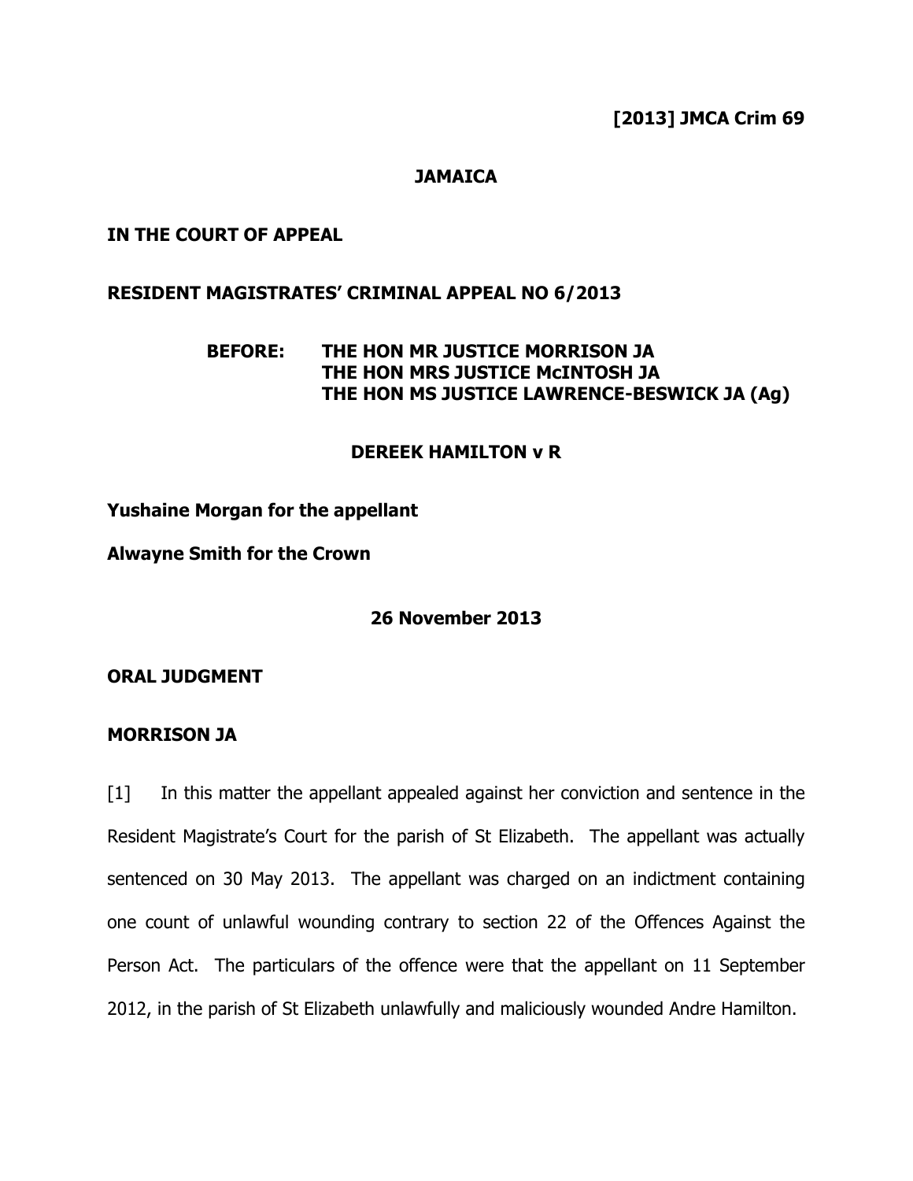**[2013] JMCA Crim 69**

**JAMAICA**

**IN THE COURT OF APPEAL**

**RESIDENT MAGISTRATES' CRIMINAL APPEAL NO 6/2013**

**BEFORE: THE HON MR JUSTICE MORRISON JA**
**THE HON MRS JUSTICE McINTOSH JA**
**THE HON MS JUSTICE LAWRENCE-BESWICK JA (Ag)**

**DEREEK HAMILTON v R**

**Yushaine Morgan for the appellant**

**Alwayne Smith for the Crown**

**26 November 2013**

**ORAL JUDGMENT**

**MORRISON JA**

[1] In this matter the appellant appealed against her conviction and sentence in the Resident Magistrate's Court for the parish of St Elizabeth. The appellant was actually sentenced on 30 May 2013. The appellant was charged on an indictment containing one count of unlawful wounding contrary to section 22 of the Offences Against the Person Act. The particulars of the offence were that the appellant on 11 September 2012, in the parish of St Elizabeth unlawfully and maliciously wounded Andre Hamilton.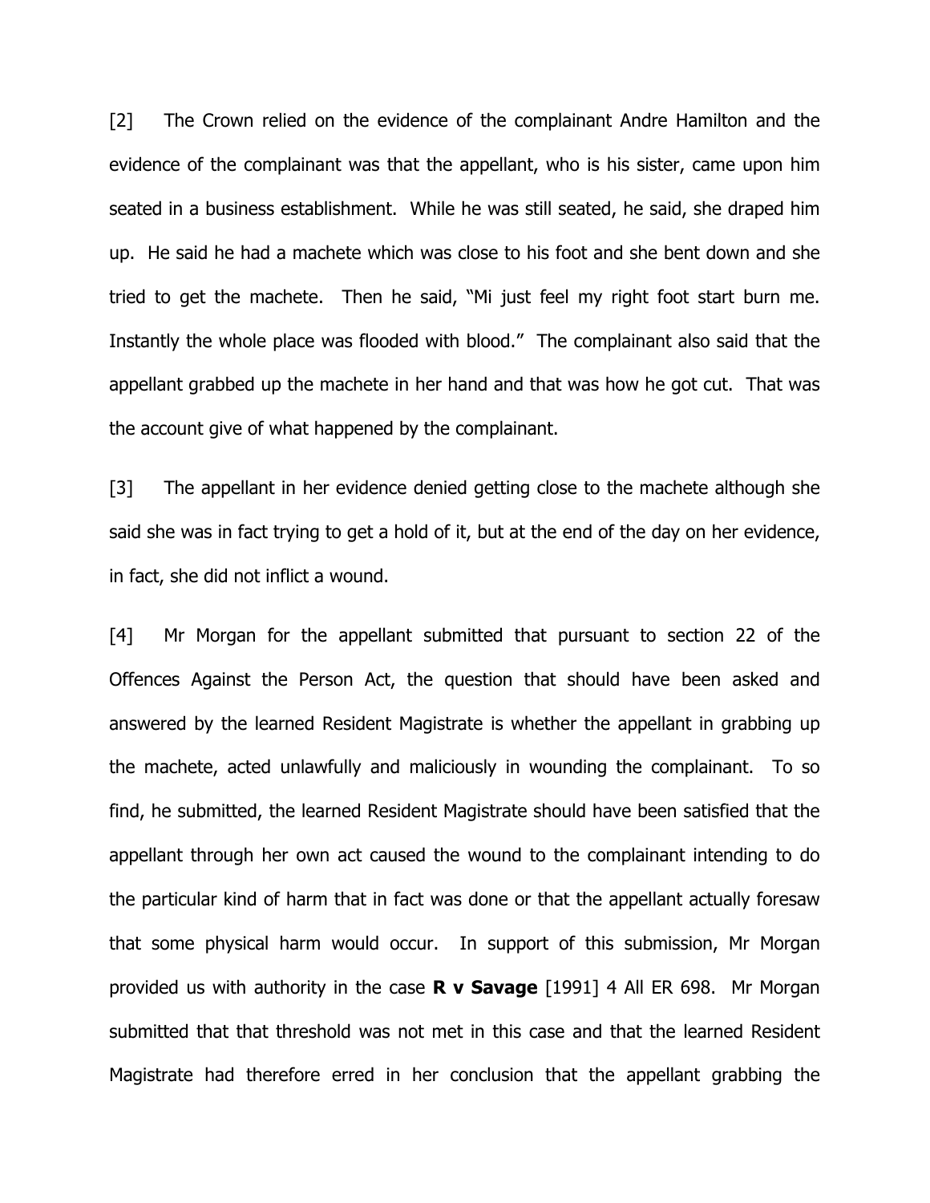[2] The Crown relied on the evidence of the complainant Andre Hamilton and the evidence of the complainant was that the appellant, who is his sister, came upon him seated in a business establishment. While he was still seated, he said, she draped him up. He said he had a machete which was close to his foot and she bent down and she tried to get the machete. Then he said, "Mi just feel my right foot start burn me. Instantly the whole place was flooded with blood." The complainant also said that the appellant grabbed up the machete in her hand and that was how he got cut. That was the account give of what happened by the complainant.

[3] The appellant in her evidence denied getting close to the machete although she said she was in fact trying to get a hold of it, but at the end of the day on her evidence, in fact, she did not inflict a wound.

[4] Mr Morgan for the appellant submitted that pursuant to section 22 of the Offences Against the Person Act, the question that should have been asked and answered by the learned Resident Magistrate is whether the appellant in grabbing up the machete, acted unlawfully and maliciously in wounding the complainant. To so find, he submitted, the learned Resident Magistrate should have been satisfied that the appellant through her own act caused the wound to the complainant intending to do the particular kind of harm that in fact was done or that the appellant actually foresaw that some physical harm would occur. In support of this submission, Mr Morgan provided us with authority in the case **R v Savage** [1991] 4 All ER 698. Mr Morgan submitted that that threshold was not met in this case and that the learned Resident Magistrate had therefore erred in her conclusion that the appellant grabbing the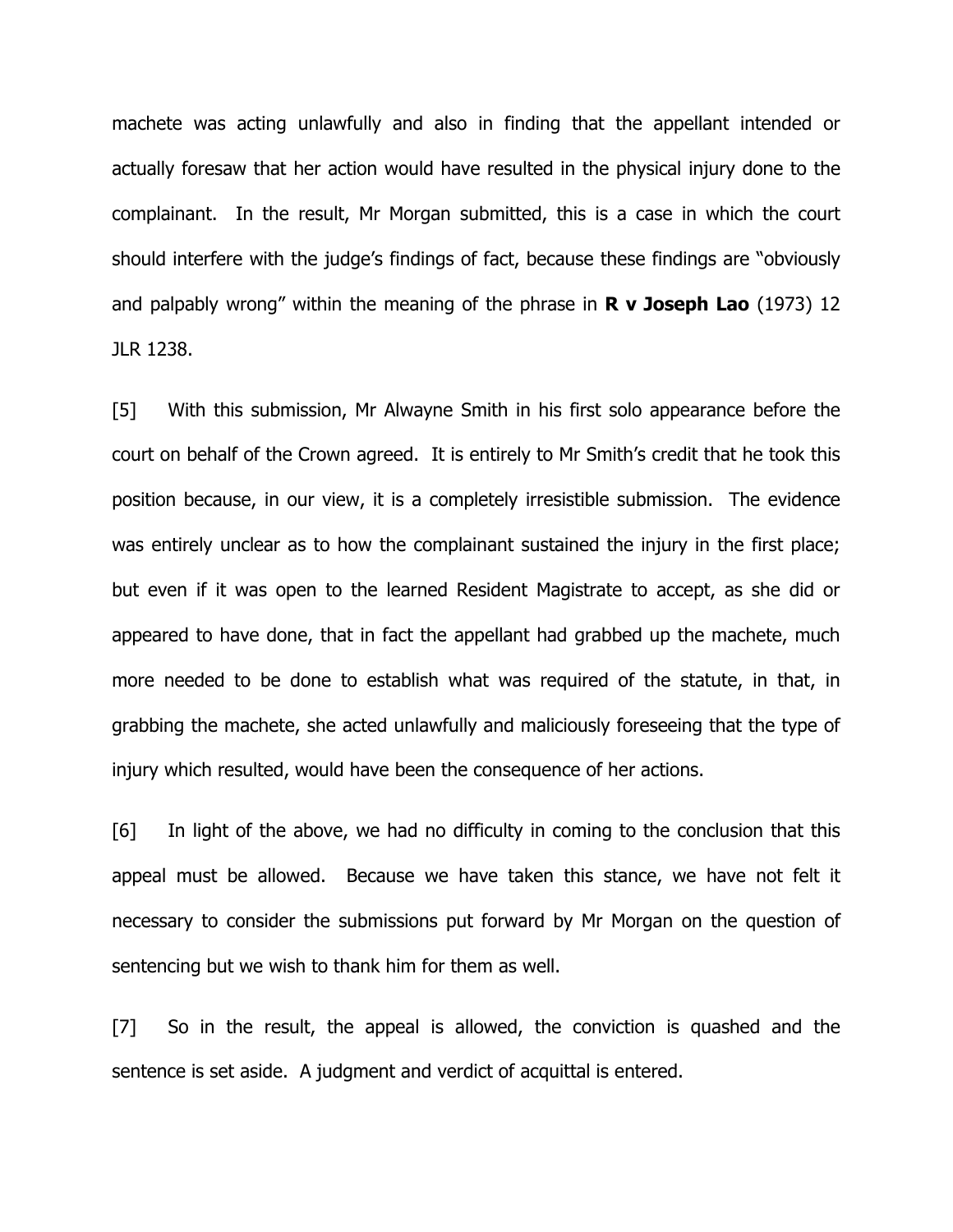machete was acting unlawfully and also in finding that the appellant intended or actually foresaw that her action would have resulted in the physical injury done to the complainant. In the result, Mr Morgan submitted, this is a case in which the court should interfere with the judge's findings of fact, because these findings are "obviously and palpably wrong" within the meaning of the phrase in **R v Joseph Lao** (1973) 12 JLR 1238.

[5] With this submission, Mr Alwayne Smith in his first solo appearance before the court on behalf of the Crown agreed. It is entirely to Mr Smith's credit that he took this position because, in our view, it is a completely irresistible submission. The evidence was entirely unclear as to how the complainant sustained the injury in the first place; but even if it was open to the learned Resident Magistrate to accept, as she did or appeared to have done, that in fact the appellant had grabbed up the machete, much more needed to be done to establish what was required of the statute, in that, in grabbing the machete, she acted unlawfully and maliciously foreseeing that the type of injury which resulted, would have been the consequence of her actions.

[6] In light of the above, we had no difficulty in coming to the conclusion that this appeal must be allowed. Because we have taken this stance, we have not felt it necessary to consider the submissions put forward by Mr Morgan on the question of sentencing but we wish to thank him for them as well.

[7] So in the result, the appeal is allowed, the conviction is quashed and the sentence is set aside. A judgment and verdict of acquittal is entered.